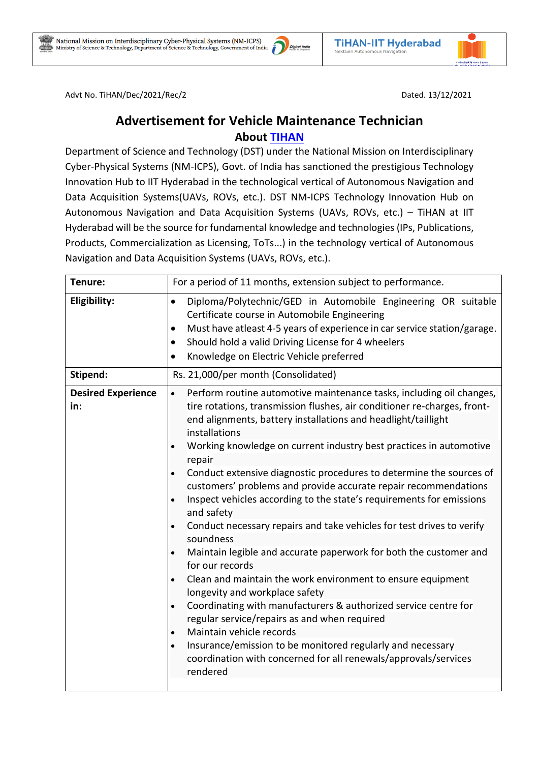National Mission on Interdisciplinary Cyber-Physical Systems (NM-ICPS)
Ministry of Science & Technology, Department of Science & Technology, Government of India

TiHAN-IIT Hyderabad
NextGen Autonomous Navigation

Advt No. TiHAN/Dec/2021/Rec/2 Dated. 13/12/2021

# Advertisement for Vehicle Maintenance Technician

## About TIHAN

Department of Science and Technology (DST) under the National Mission on Interdisciplinary Cyber-Physical Systems (NM-ICPS), Govt. of India has sanctioned the prestigious Technology Innovation Hub to IIT Hyderabad in the technological vertical of Autonomous Navigation and Data Acquisition Systems(UAVs, ROVs, etc.). DST NM-ICPS Technology Innovation Hub on Autonomous Navigation and Data Acquisition Systems (UAVs, ROVs, etc.) – TiHAN at IIT Hyderabad will be the source for fundamental knowledge and technologies (IPs, Publications, Products, Commercialization as Licensing, ToTs...) in the technology vertical of Autonomous Navigation and Data Acquisition Systems (UAVs, ROVs, etc.).

| | |
|---|---|
| **Tenure:** | For a period of 11 months, extension subject to performance. |
| **Eligibility:** | • Diploma/Polytechnic/GED in Automobile Engineering OR suitable Certificate course in Automobile Engineering<br>• Must have atleast 4-5 years of experience in car service station/garage.<br>• Should hold a valid Driving License for 4 wheelers<br>• Knowledge on Electric Vehicle preferred |
| **Stipend:** | Rs. 21,000/per month (Consolidated) |
| **Desired Experience in:** | • Perform routine automotive maintenance tasks, including oil changes, tire rotations, transmission flushes, air conditioner re-charges, front-end alignments, battery installations and headlight/taillight installations<br>• Working knowledge on current industry best practices in automotive repair<br>• Conduct extensive diagnostic procedures to determine the sources of customers' problems and provide accurate repair recommendations<br>• Inspect vehicles according to the state's requirements for emissions and safety<br>• Conduct necessary repairs and take vehicles for test drives to verify soundness<br>• Maintain legible and accurate paperwork for both the customer and for our records<br>• Clean and maintain the work environment to ensure equipment longevity and workplace safety<br>• Coordinating with manufacturers & authorized service centre for regular service/repairs as and when required<br>• Maintain vehicle records<br>• Insurance/emission to be monitored regularly and necessary coordination with concerned for all renewals/approvals/services rendered |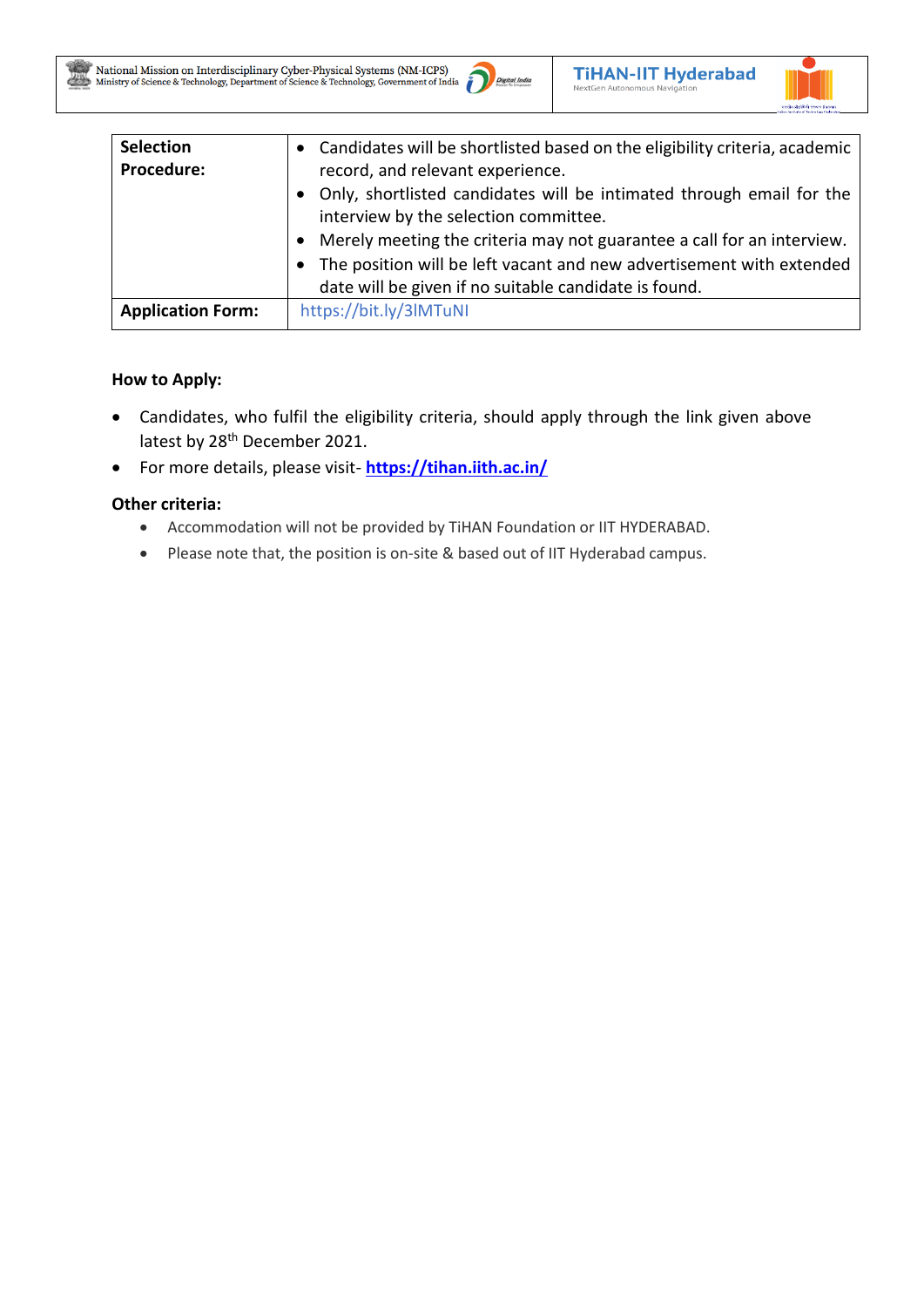| | |
|---|---|
| **Selection Procedure:** | • Candidates will be shortlisted based on the eligibility criteria, academic record, and relevant experience.<br>• Only, shortlisted candidates will be intimated through email for the interview by the selection committee.<br>• Merely meeting the criteria may not guarantee a call for an interview.<br>• The position will be left vacant and new advertisement with extended date will be given if no suitable candidate is found. |
| **Application Form:** | https://bit.ly/3lMTuNI |

**How to Apply:**

- Candidates, who fulfil the eligibility criteria, should apply through the link given above latest by 28th December 2021.
- For more details, please visit- **https://tihan.iith.ac.in/**

**Other criteria:**

- Accommodation will not be provided by TiHAN Foundation or IIT HYDERABAD.
- Please note that, the position is on-site & based out of IIT Hyderabad campus.